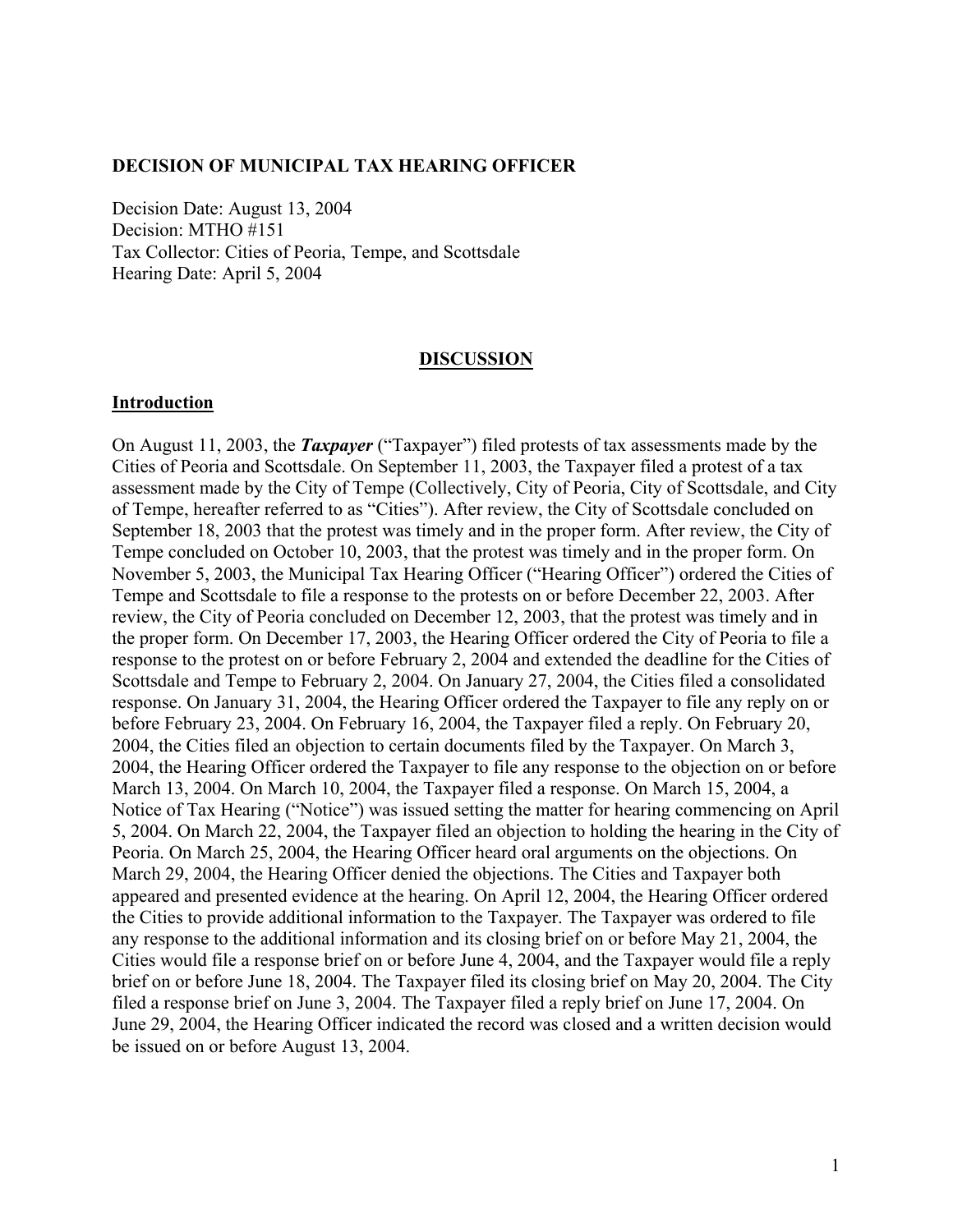**DECISION OF MUNICIPAL TAX HEARING OFFICER**

Decision Date: August 13, 2004
Decision: MTHO #151
Tax Collector: Cities of Peoria, Tempe, and Scottsdale
Hearing Date: April 5, 2004

## DISCUSSION

### Introduction

On August 11, 2003, the ***Taxpayer*** ("Taxpayer") filed protests of tax assessments made by the Cities of Peoria and Scottsdale. On September 11, 2003, the Taxpayer filed a protest of a tax assessment made by the City of Tempe (Collectively, City of Peoria, City of Scottsdale, and City of Tempe, hereafter referred to as "Cities"). After review, the City of Scottsdale concluded on September 18, 2003 that the protest was timely and in the proper form. After review, the City of Tempe concluded on October 10, 2003, that the protest was timely and in the proper form. On November 5, 2003, the Municipal Tax Hearing Officer ("Hearing Officer") ordered the Cities of Tempe and Scottsdale to file a response to the protests on or before December 22, 2003. After review, the City of Peoria concluded on December 12, 2003, that the protest was timely and in the proper form. On December 17, 2003, the Hearing Officer ordered the City of Peoria to file a response to the protest on or before February 2, 2004 and extended the deadline for the Cities of Scottsdale and Tempe to February 2, 2004. On January 27, 2004, the Cities filed a consolidated response. On January 31, 2004, the Hearing Officer ordered the Taxpayer to file any reply on or before February 23, 2004. On February 16, 2004, the Taxpayer filed a reply. On February 20, 2004, the Cities filed an objection to certain documents filed by the Taxpayer. On March 3, 2004, the Hearing Officer ordered the Taxpayer to file any response to the objection on or before March 13, 2004. On March 10, 2004, the Taxpayer filed a response. On March 15, 2004, a Notice of Tax Hearing ("Notice") was issued setting the matter for hearing commencing on April 5, 2004. On March 22, 2004, the Taxpayer filed an objection to holding the hearing in the City of Peoria. On March 25, 2004, the Hearing Officer heard oral arguments on the objections. On March 29, 2004, the Hearing Officer denied the objections. The Cities and Taxpayer both appeared and presented evidence at the hearing. On April 12, 2004, the Hearing Officer ordered the Cities to provide additional information to the Taxpayer. The Taxpayer was ordered to file any response to the additional information and its closing brief on or before May 21, 2004, the Cities would file a response brief on or before June 4, 2004, and the Taxpayer would file a reply brief on or before June 18, 2004. The Taxpayer filed its closing brief on May 20, 2004. The City filed a response brief on June 3, 2004. The Taxpayer filed a reply brief on June 17, 2004. On June 29, 2004, the Hearing Officer indicated the record was closed and a written decision would be issued on or before August 13, 2004.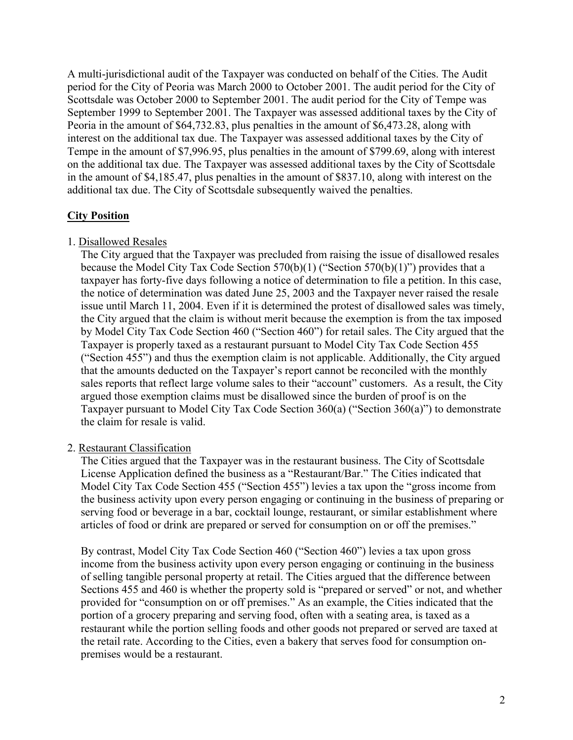A multi-jurisdictional audit of the Taxpayer was conducted on behalf of the Cities. The Audit period for the City of Peoria was March 2000 to October 2001. The audit period for the City of Scottsdale was October 2000 to September 2001. The audit period for the City of Tempe was September 1999 to September 2001. The Taxpayer was assessed additional taxes by the City of Peoria in the amount of $64,732.83, plus penalties in the amount of $6,473.28, along with interest on the additional tax due. The Taxpayer was assessed additional taxes by the City of Tempe in the amount of $7,996.95, plus penalties in the amount of $799.69, along with interest on the additional tax due. The Taxpayer was assessed additional taxes by the City of Scottsdale in the amount of $4,185.47, plus penalties in the amount of $837.10, along with interest on the additional tax due. The City of Scottsdale subsequently waived the penalties.

## City Position

1. Disallowed Resales

   The City argued that the Taxpayer was precluded from raising the issue of disallowed resales because the Model City Tax Code Section 570(b)(1) ("Section 570(b)(1)") provides that a taxpayer has forty-five days following a notice of determination to file a petition. In this case, the notice of determination was dated June 25, 2003 and the Taxpayer never raised the resale issue until March 11, 2004. Even if it is determined the protest of disallowed sales was timely, the City argued that the claim is without merit because the exemption is from the tax imposed by Model City Tax Code Section 460 ("Section 460") for retail sales. The City argued that the Taxpayer is properly taxed as a restaurant pursuant to Model City Tax Code Section 455 ("Section 455") and thus the exemption claim is not applicable. Additionally, the City argued that the amounts deducted on the Taxpayer's report cannot be reconciled with the monthly sales reports that reflect large volume sales to their "account" customers. As a result, the City argued those exemption claims must be disallowed since the burden of proof is on the Taxpayer pursuant to Model City Tax Code Section 360(a) ("Section 360(a)") to demonstrate the claim for resale is valid.

2. Restaurant Classification

   The Cities argued that the Taxpayer was in the restaurant business. The City of Scottsdale License Application defined the business as a "Restaurant/Bar." The Cities indicated that Model City Tax Code Section 455 ("Section 455") levies a tax upon the "gross income from the business activity upon every person engaging or continuing in the business of preparing or serving food or beverage in a bar, cocktail lounge, restaurant, or similar establishment where articles of food or drink are prepared or served for consumption on or off the premises."

   By contrast, Model City Tax Code Section 460 ("Section 460") levies a tax upon gross income from the business activity upon every person engaging or continuing in the business of selling tangible personal property at retail. The Cities argued that the difference between Sections 455 and 460 is whether the property sold is "prepared or served" or not, and whether provided for "consumption on or off premises." As an example, the Cities indicated that the portion of a grocery preparing and serving food, often with a seating area, is taxed as a restaurant while the portion selling foods and other goods not prepared or served are taxed at the retail rate. According to the Cities, even a bakery that serves food for consumption on-premises would be a restaurant.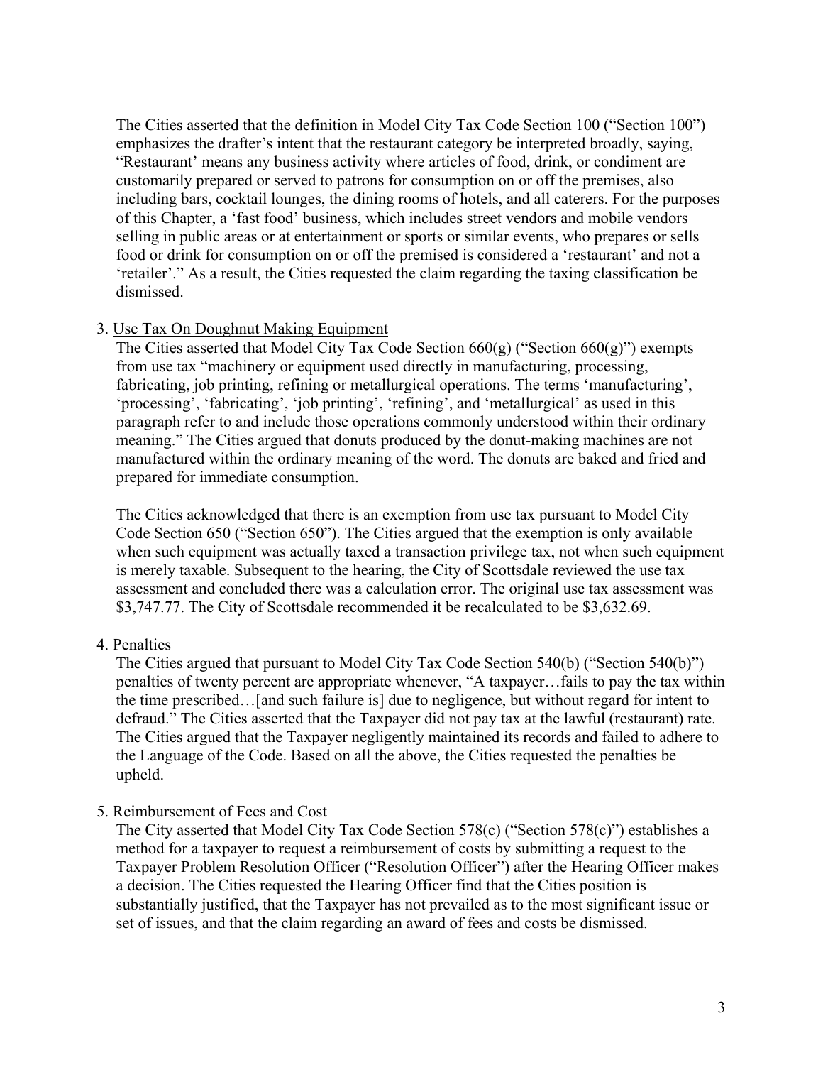The Cities asserted that the definition in Model City Tax Code Section 100 ("Section 100") emphasizes the drafter's intent that the restaurant category be interpreted broadly, saying, "Restaurant' means any business activity where articles of food, drink, or condiment are customarily prepared or served to patrons for consumption on or off the premises, also including bars, cocktail lounges, the dining rooms of hotels, and all caterers. For the purposes of this Chapter, a 'fast food' business, which includes street vendors and mobile vendors selling in public areas or at entertainment or sports or similar events, who prepares or sells food or drink for consumption on or off the premised is considered a 'restaurant' and not a 'retailer'." As a result, the Cities requested the claim regarding the taxing classification be dismissed.

3. <u>Use Tax On Doughnut Making Equipment</u>

   The Cities asserted that Model City Tax Code Section 660(g) ("Section 660(g)") exempts from use tax "machinery or equipment used directly in manufacturing, processing, fabricating, job printing, refining or metallurgical operations. The terms 'manufacturing', 'processing', 'fabricating', 'job printing', 'refining', and 'metallurgical' as used in this paragraph refer to and include those operations commonly understood within their ordinary meaning." The Cities argued that donuts produced by the donut-making machines are not manufactured within the ordinary meaning of the word. The donuts are baked and fried and prepared for immediate consumption.

   The Cities acknowledged that there is an exemption from use tax pursuant to Model City Code Section 650 ("Section 650"). The Cities argued that the exemption is only available when such equipment was actually taxed a transaction privilege tax, not when such equipment is merely taxable. Subsequent to the hearing, the City of Scottsdale reviewed the use tax assessment and concluded there was a calculation error. The original use tax assessment was $3,747.77. The City of Scottsdale recommended it be recalculated to be $3,632.69.

4. <u>Penalties</u>

   The Cities argued that pursuant to Model City Tax Code Section 540(b) ("Section 540(b)") penalties of twenty percent are appropriate whenever, "A taxpayer…fails to pay the tax within the time prescribed…[and such failure is] due to negligence, but without regard for intent to defraud." The Cities asserted that the Taxpayer did not pay tax at the lawful (restaurant) rate. The Cities argued that the Taxpayer negligently maintained its records and failed to adhere to the Language of the Code. Based on all the above, the Cities requested the penalties be upheld.

5. <u>Reimbursement of Fees and Cost</u>

   The City asserted that Model City Tax Code Section 578(c) ("Section 578(c)") establishes a method for a taxpayer to request a reimbursement of costs by submitting a request to the Taxpayer Problem Resolution Officer ("Resolution Officer") after the Hearing Officer makes a decision. The Cities requested the Hearing Officer find that the Cities position is substantially justified, that the Taxpayer has not prevailed as to the most significant issue or set of issues, and that the claim regarding an award of fees and costs be dismissed.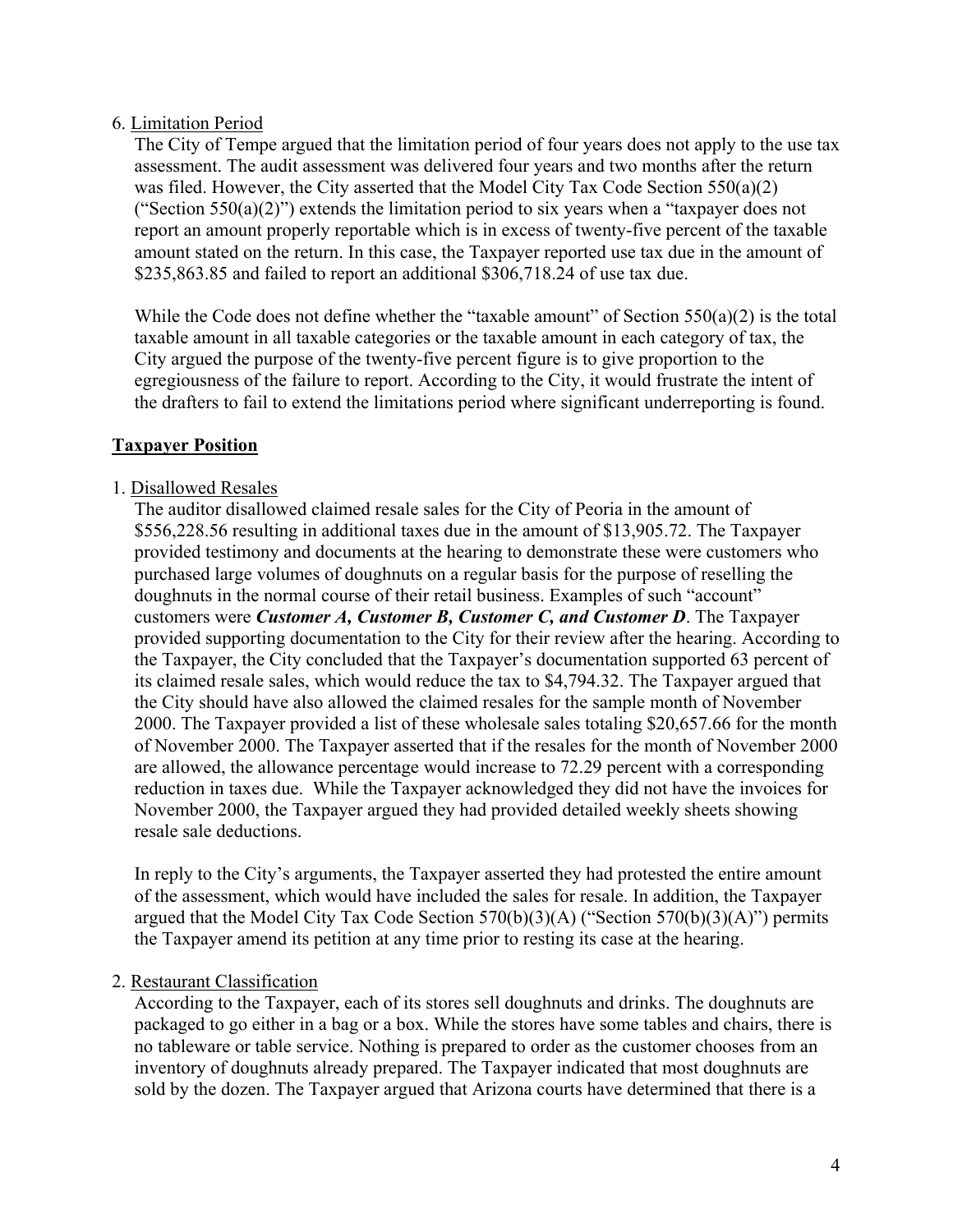6. Limitation Period

The City of Tempe argued that the limitation period of four years does not apply to the use tax assessment. The audit assessment was delivered four years and two months after the return was filed. However, the City asserted that the Model City Tax Code Section 550(a)(2) ("Section 550(a)(2)") extends the limitation period to six years when a "taxpayer does not report an amount properly reportable which is in excess of twenty-five percent of the taxable amount stated on the return. In this case, the Taxpayer reported use tax due in the amount of $235,863.85 and failed to report an additional $306,718.24 of use tax due.

While the Code does not define whether the "taxable amount" of Section 550(a)(2) is the total taxable amount in all taxable categories or the taxable amount in each category of tax, the City argued the purpose of the twenty-five percent figure is to give proportion to the egregiousness of the failure to report. According to the City, it would frustrate the intent of the drafters to fail to extend the limitations period where significant underreporting is found.

## Taxpayer Position

1. Disallowed Resales

The auditor disallowed claimed resale sales for the City of Peoria in the amount of $556,228.56 resulting in additional taxes due in the amount of $13,905.72. The Taxpayer provided testimony and documents at the hearing to demonstrate these were customers who purchased large volumes of doughnuts on a regular basis for the purpose of reselling the doughnuts in the normal course of their retail business. Examples of such "account" customers were ***Customer A, Customer B, Customer C, and Customer D***. The Taxpayer provided supporting documentation to the City for their review after the hearing. According to the Taxpayer, the City concluded that the Taxpayer's documentation supported 63 percent of its claimed resale sales, which would reduce the tax to $4,794.32. The Taxpayer argued that the City should have also allowed the claimed resales for the sample month of November 2000. The Taxpayer provided a list of these wholesale sales totaling $20,657.66 for the month of November 2000. The Taxpayer asserted that if the resales for the month of November 2000 are allowed, the allowance percentage would increase to 72.29 percent with a corresponding reduction in taxes due. While the Taxpayer acknowledged they did not have the invoices for November 2000, the Taxpayer argued they had provided detailed weekly sheets showing resale sale deductions.

In reply to the City's arguments, the Taxpayer asserted they had protested the entire amount of the assessment, which would have included the sales for resale. In addition, the Taxpayer argued that the Model City Tax Code Section 570(b)(3)(A) ("Section 570(b)(3)(A)") permits the Taxpayer amend its petition at any time prior to resting its case at the hearing.

2. Restaurant Classification

According to the Taxpayer, each of its stores sell doughnuts and drinks. The doughnuts are packaged to go either in a bag or a box. While the stores have some tables and chairs, there is no tableware or table service. Nothing is prepared to order as the customer chooses from an inventory of doughnuts already prepared. The Taxpayer indicated that most doughnuts are sold by the dozen. The Taxpayer argued that Arizona courts have determined that there is a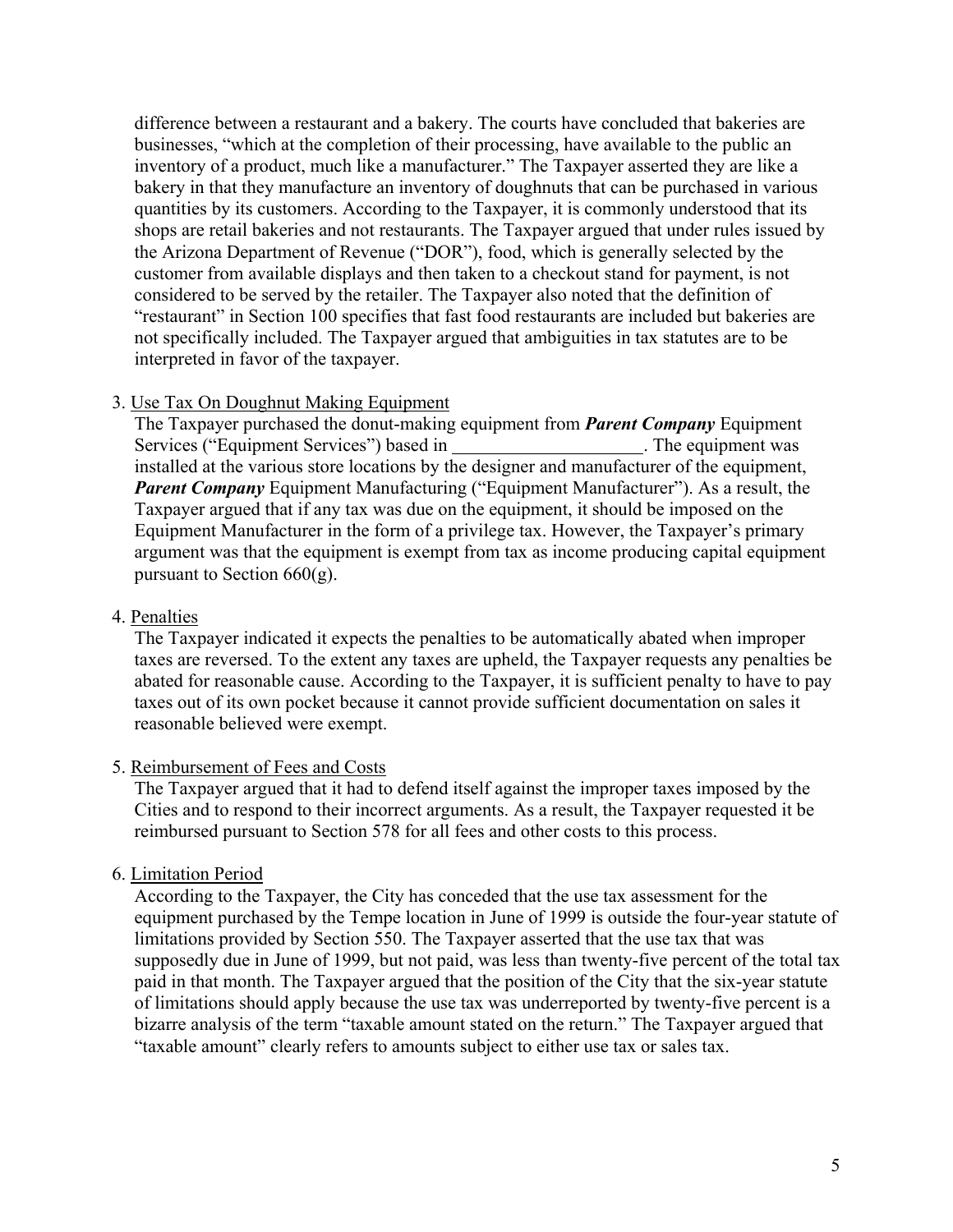difference between a restaurant and a bakery. The courts have concluded that bakeries are businesses, "which at the completion of their processing, have available to the public an inventory of a product, much like a manufacturer." The Taxpayer asserted they are like a bakery in that they manufacture an inventory of doughnuts that can be purchased in various quantities by its customers. According to the Taxpayer, it is commonly understood that its shops are retail bakeries and not restaurants. The Taxpayer argued that under rules issued by the Arizona Department of Revenue ("DOR"), food, which is generally selected by the customer from available displays and then taken to a checkout stand for payment, is not considered to be served by the retailer. The Taxpayer also noted that the definition of "restaurant" in Section 100 specifies that fast food restaurants are included but bakeries are not specifically included. The Taxpayer argued that ambiguities in tax statutes are to be interpreted in favor of the taxpayer.

3. Use Tax On Doughnut Making Equipment

   The Taxpayer purchased the donut-making equipment from ***Parent Company*** Equipment Services ("Equipment Services") based in _____________________. The equipment was installed at the various store locations by the designer and manufacturer of the equipment, ***Parent Company*** Equipment Manufacturing ("Equipment Manufacturer"). As a result, the Taxpayer argued that if any tax was due on the equipment, it should be imposed on the Equipment Manufacturer in the form of a privilege tax. However, the Taxpayer's primary argument was that the equipment is exempt from tax as income producing capital equipment pursuant to Section 660(g).

4. Penalties

   The Taxpayer indicated it expects the penalties to be automatically abated when improper taxes are reversed. To the extent any taxes are upheld, the Taxpayer requests any penalties be abated for reasonable cause. According to the Taxpayer, it is sufficient penalty to have to pay taxes out of its own pocket because it cannot provide sufficient documentation on sales it reasonable believed were exempt.

5. Reimbursement of Fees and Costs

   The Taxpayer argued that it had to defend itself against the improper taxes imposed by the Cities and to respond to their incorrect arguments. As a result, the Taxpayer requested it be reimbursed pursuant to Section 578 for all fees and other costs to this process.

6. Limitation Period

   According to the Taxpayer, the City has conceded that the use tax assessment for the equipment purchased by the Tempe location in June of 1999 is outside the four-year statute of limitations provided by Section 550. The Taxpayer asserted that the use tax that was supposedly due in June of 1999, but not paid, was less than twenty-five percent of the total tax paid in that month. The Taxpayer argued that the position of the City that the six-year statute of limitations should apply because the use tax was underreported by twenty-five percent is a bizarre analysis of the term "taxable amount stated on the return." The Taxpayer argued that "taxable amount" clearly refers to amounts subject to either use tax or sales tax.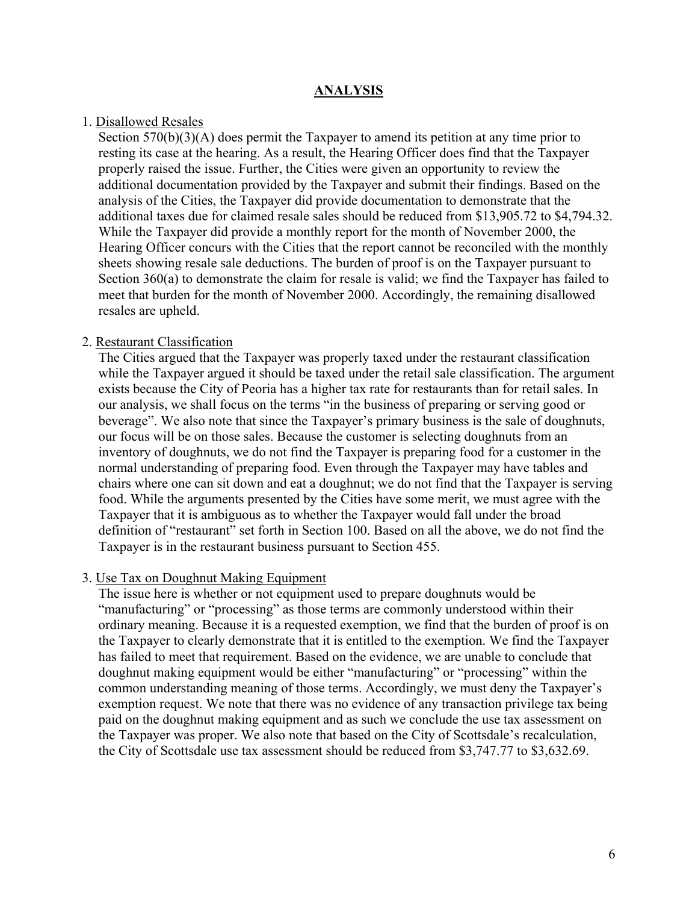## ANALYSIS

1. Disallowed Resales

   Section 570(b)(3)(A) does permit the Taxpayer to amend its petition at any time prior to resting its case at the hearing. As a result, the Hearing Officer does find that the Taxpayer properly raised the issue. Further, the Cities were given an opportunity to review the additional documentation provided by the Taxpayer and submit their findings. Based on the analysis of the Cities, the Taxpayer did provide documentation to demonstrate that the additional taxes due for claimed resale sales should be reduced from $13,905.72 to $4,794.32. While the Taxpayer did provide a monthly report for the month of November 2000, the Hearing Officer concurs with the Cities that the report cannot be reconciled with the monthly sheets showing resale sale deductions. The burden of proof is on the Taxpayer pursuant to Section 360(a) to demonstrate the claim for resale is valid; we find the Taxpayer has failed to meet that burden for the month of November 2000. Accordingly, the remaining disallowed resales are upheld.

2. Restaurant Classification

   The Cities argued that the Taxpayer was properly taxed under the restaurant classification while the Taxpayer argued it should be taxed under the retail sale classification. The argument exists because the City of Peoria has a higher tax rate for restaurants than for retail sales. In our analysis, we shall focus on the terms "in the business of preparing or serving good or beverage". We also note that since the Taxpayer's primary business is the sale of doughnuts, our focus will be on those sales. Because the customer is selecting doughnuts from an inventory of doughnuts, we do not find the Taxpayer is preparing food for a customer in the normal understanding of preparing food. Even through the Taxpayer may have tables and chairs where one can sit down and eat a doughnut; we do not find that the Taxpayer is serving food. While the arguments presented by the Cities have some merit, we must agree with the Taxpayer that it is ambiguous as to whether the Taxpayer would fall under the broad definition of "restaurant" set forth in Section 100. Based on all the above, we do not find the Taxpayer is in the restaurant business pursuant to Section 455.

3. Use Tax on Doughnut Making Equipment

   The issue here is whether or not equipment used to prepare doughnuts would be "manufacturing" or "processing" as those terms are commonly understood within their ordinary meaning. Because it is a requested exemption, we find that the burden of proof is on the Taxpayer to clearly demonstrate that it is entitled to the exemption. We find the Taxpayer has failed to meet that requirement. Based on the evidence, we are unable to conclude that doughnut making equipment would be either "manufacturing" or "processing" within the common understanding meaning of those terms. Accordingly, we must deny the Taxpayer's exemption request. We note that there was no evidence of any transaction privilege tax being paid on the doughnut making equipment and as such we conclude the use tax assessment on the Taxpayer was proper. We also note that based on the City of Scottsdale's recalculation, the City of Scottsdale use tax assessment should be reduced from $3,747.77 to $3,632.69.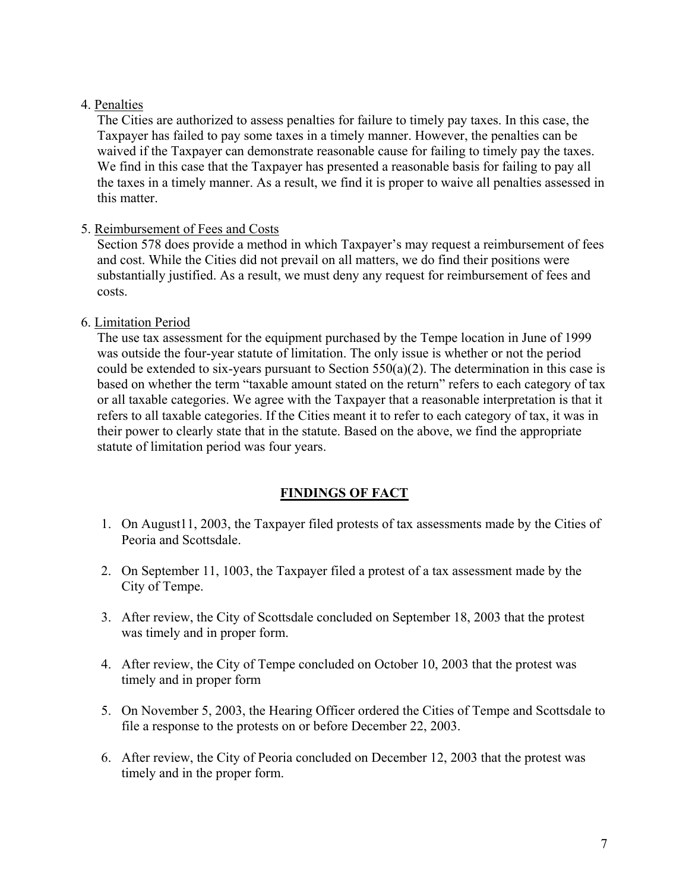4. Penalties

The Cities are authorized to assess penalties for failure to timely pay taxes. In this case, the Taxpayer has failed to pay some taxes in a timely manner. However, the penalties can be waived if the Taxpayer can demonstrate reasonable cause for failing to timely pay the taxes. We find in this case that the Taxpayer has presented a reasonable basis for failing to pay all the taxes in a timely manner. As a result, we find it is proper to waive all penalties assessed in this matter.

5. Reimbursement of Fees and Costs

Section 578 does provide a method in which Taxpayer's may request a reimbursement of fees and cost. While the Cities did not prevail on all matters, we do find their positions were substantially justified. As a result, we must deny any request for reimbursement of fees and costs.

6. Limitation Period

The use tax assessment for the equipment purchased by the Tempe location in June of 1999 was outside the four-year statute of limitation. The only issue is whether or not the period could be extended to six-years pursuant to Section 550(a)(2). The determination in this case is based on whether the term "taxable amount stated on the return" refers to each category of tax or all taxable categories. We agree with the Taxpayer that a reasonable interpretation is that it refers to all taxable categories. If the Cities meant it to refer to each category of tax, it was in their power to clearly state that in the statute. Based on the above, we find the appropriate statute of limitation period was four years.

## **FINDINGS OF FACT**

1. On August11, 2003, the Taxpayer filed protests of tax assessments made by the Cities of Peoria and Scottsdale.

2. On September 11, 1003, the Taxpayer filed a protest of a tax assessment made by the City of Tempe.

3. After review, the City of Scottsdale concluded on September 18, 2003 that the protest was timely and in proper form.

4. After review, the City of Tempe concluded on October 10, 2003 that the protest was timely and in proper form

5. On November 5, 2003, the Hearing Officer ordered the Cities of Tempe and Scottsdale to file a response to the protests on or before December 22, 2003.

6. After review, the City of Peoria concluded on December 12, 2003 that the protest was timely and in the proper form.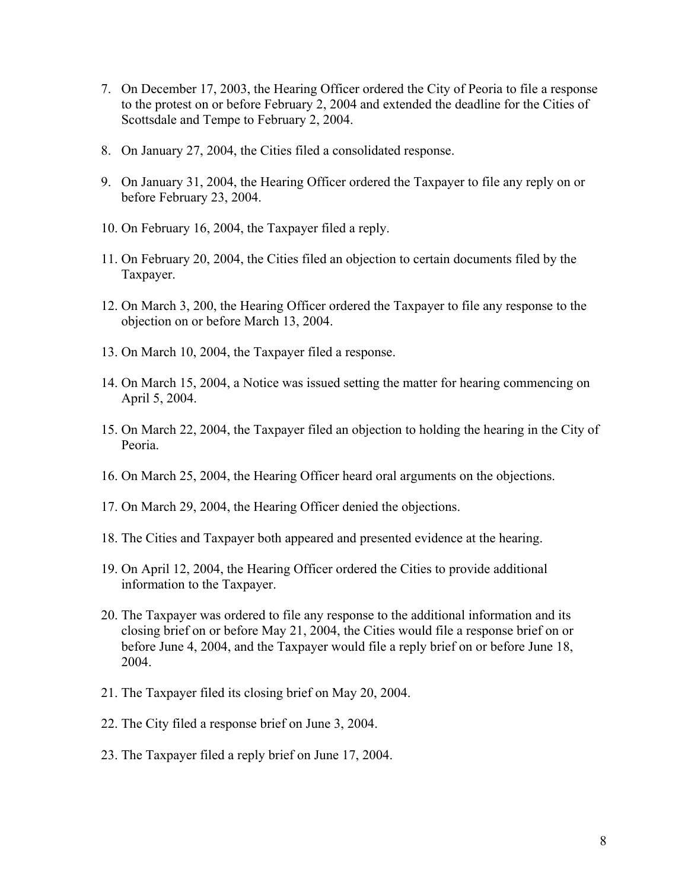7. On December 17, 2003, the Hearing Officer ordered the City of Peoria to file a response to the protest on or before February 2, 2004 and extended the deadline for the Cities of Scottsdale and Tempe to February 2, 2004.

8. On January 27, 2004, the Cities filed a consolidated response.

9. On January 31, 2004, the Hearing Officer ordered the Taxpayer to file any reply on or before February 23, 2004.

10. On February 16, 2004, the Taxpayer filed a reply.

11. On February 20, 2004, the Cities filed an objection to certain documents filed by the Taxpayer.

12. On March 3, 200, the Hearing Officer ordered the Taxpayer to file any response to the objection on or before March 13, 2004.

13. On March 10, 2004, the Taxpayer filed a response.

14. On March 15, 2004, a Notice was issued setting the matter for hearing commencing on April 5, 2004.

15. On March 22, 2004, the Taxpayer filed an objection to holding the hearing in the City of Peoria.

16. On March 25, 2004, the Hearing Officer heard oral arguments on the objections.

17. On March 29, 2004, the Hearing Officer denied the objections.

18. The Cities and Taxpayer both appeared and presented evidence at the hearing.

19. On April 12, 2004, the Hearing Officer ordered the Cities to provide additional information to the Taxpayer.

20. The Taxpayer was ordered to file any response to the additional information and its closing brief on or before May 21, 2004, the Cities would file a response brief on or before June 4, 2004, and the Taxpayer would file a reply brief on or before June 18, 2004.

21. The Taxpayer filed its closing brief on May 20, 2004.

22. The City filed a response brief on June 3, 2004.

23. The Taxpayer filed a reply brief on June 17, 2004.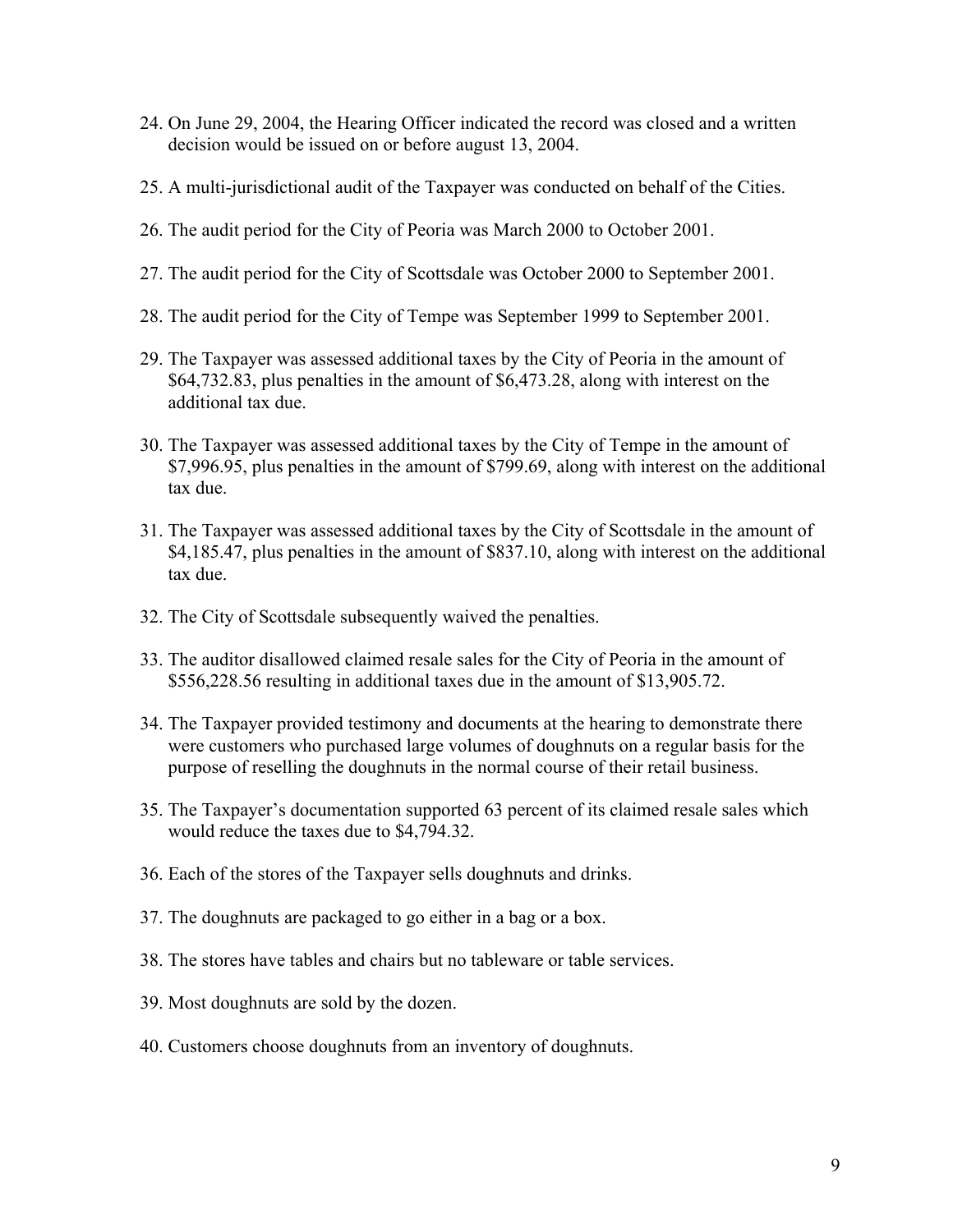24. On June 29, 2004, the Hearing Officer indicated the record was closed and a written decision would be issued on or before august 13, 2004.

25. A multi-jurisdictional audit of the Taxpayer was conducted on behalf of the Cities.

26. The audit period for the City of Peoria was March 2000 to October 2001.

27. The audit period for the City of Scottsdale was October 2000 to September 2001.

28. The audit period for the City of Tempe was September 1999 to September 2001.

29. The Taxpayer was assessed additional taxes by the City of Peoria in the amount of $64,732.83, plus penalties in the amount of $6,473.28, along with interest on the additional tax due.

30. The Taxpayer was assessed additional taxes by the City of Tempe in the amount of $7,996.95, plus penalties in the amount of $799.69, along with interest on the additional tax due.

31. The Taxpayer was assessed additional taxes by the City of Scottsdale in the amount of $4,185.47, plus penalties in the amount of $837.10, along with interest on the additional tax due.

32. The City of Scottsdale subsequently waived the penalties.

33. The auditor disallowed claimed resale sales for the City of Peoria in the amount of $556,228.56 resulting in additional taxes due in the amount of $13,905.72.

34. The Taxpayer provided testimony and documents at the hearing to demonstrate there were customers who purchased large volumes of doughnuts on a regular basis for the purpose of reselling the doughnuts in the normal course of their retail business.

35. The Taxpayer's documentation supported 63 percent of its claimed resale sales which would reduce the taxes due to $4,794.32.

36. Each of the stores of the Taxpayer sells doughnuts and drinks.

37. The doughnuts are packaged to go either in a bag or a box.

38. The stores have tables and chairs but no tableware or table services.

39. Most doughnuts are sold by the dozen.

40. Customers choose doughnuts from an inventory of doughnuts.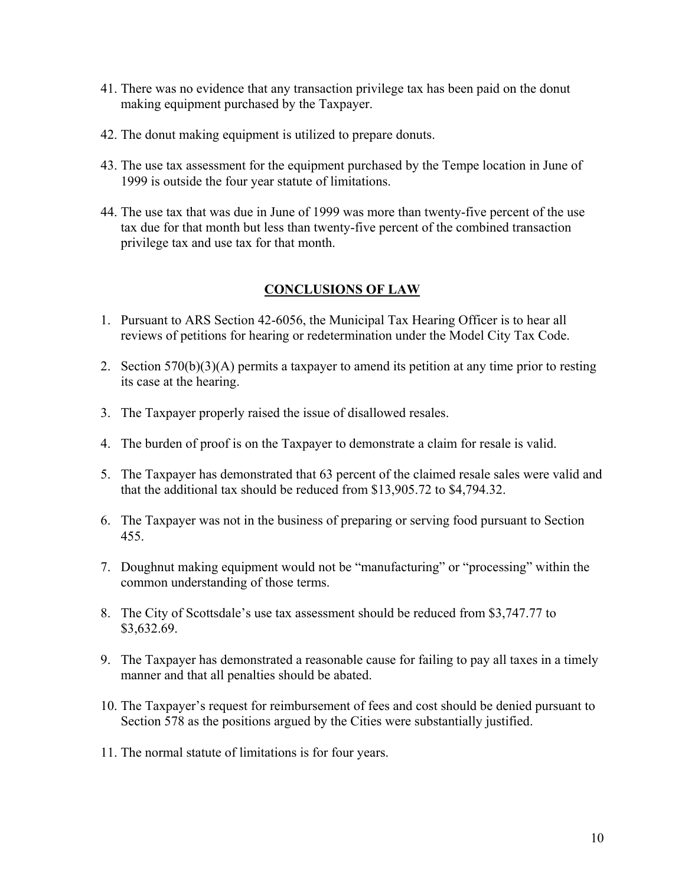41. There was no evidence that any transaction privilege tax has been paid on the donut making equipment purchased by the Taxpayer.

42. The donut making equipment is utilized to prepare donuts.

43. The use tax assessment for the equipment purchased by the Tempe location in June of 1999 is outside the four year statute of limitations.

44. The use tax that was due in June of 1999 was more than twenty-five percent of the use tax due for that month but less than twenty-five percent of the combined transaction privilege tax and use tax for that month.

## CONCLUSIONS OF LAW

1. Pursuant to ARS Section 42-6056, the Municipal Tax Hearing Officer is to hear all reviews of petitions for hearing or redetermination under the Model City Tax Code.

2. Section 570(b)(3)(A) permits a taxpayer to amend its petition at any time prior to resting its case at the hearing.

3. The Taxpayer properly raised the issue of disallowed resales.

4. The burden of proof is on the Taxpayer to demonstrate a claim for resale is valid.

5. The Taxpayer has demonstrated that 63 percent of the claimed resale sales were valid and that the additional tax should be reduced from $13,905.72 to $4,794.32.

6. The Taxpayer was not in the business of preparing or serving food pursuant to Section 455.

7. Doughnut making equipment would not be "manufacturing" or "processing" within the common understanding of those terms.

8. The City of Scottsdale's use tax assessment should be reduced from $3,747.77 to $3,632.69.

9. The Taxpayer has demonstrated a reasonable cause for failing to pay all taxes in a timely manner and that all penalties should be abated.

10. The Taxpayer's request for reimbursement of fees and cost should be denied pursuant to Section 578 as the positions argued by the Cities were substantially justified.

11. The normal statute of limitations is for four years.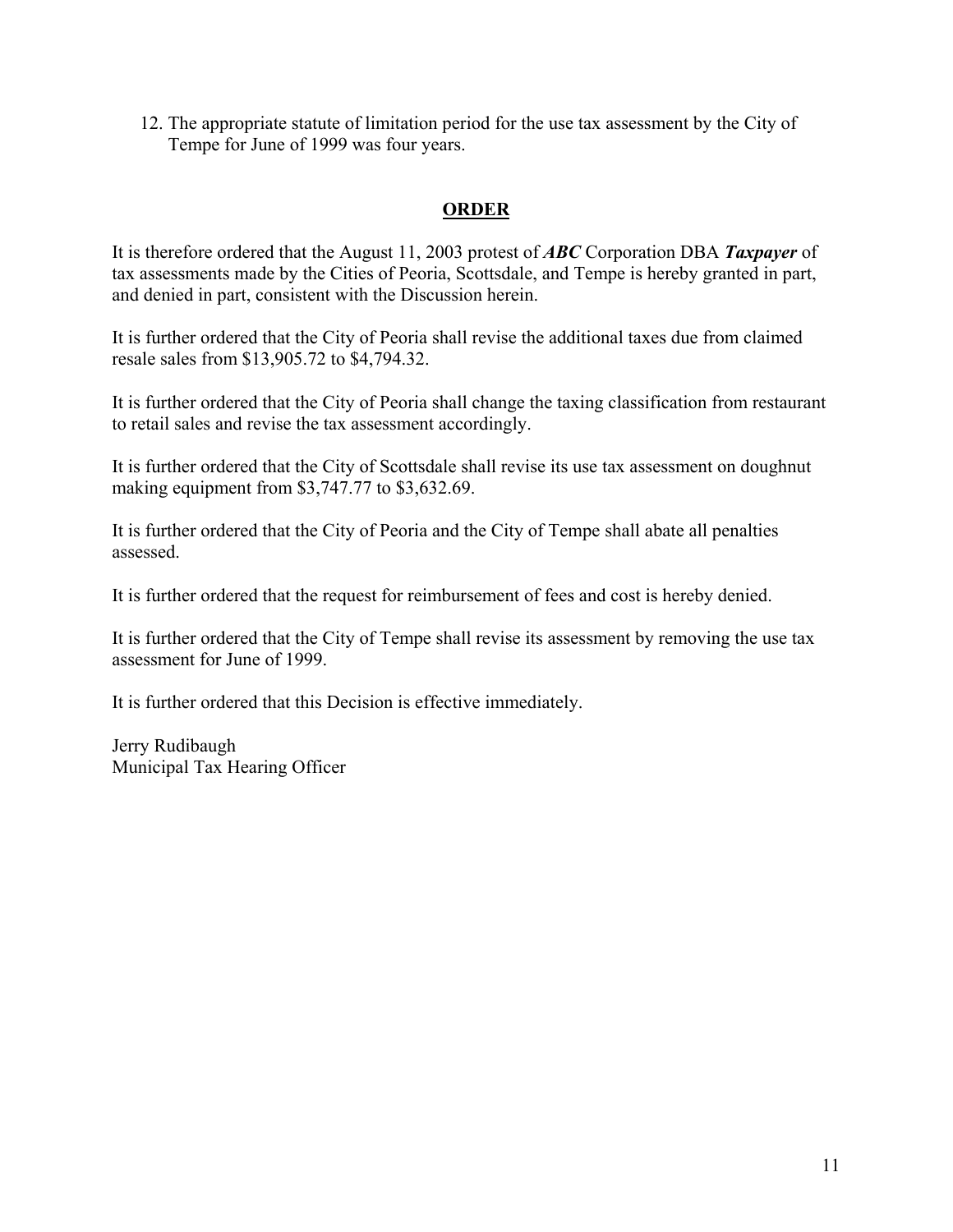12. The appropriate statute of limitation period for the use tax assessment by the City of Tempe for June of 1999 was four years.

## ORDER

It is therefore ordered that the August 11, 2003 protest of ***ABC*** Corporation DBA ***Taxpayer*** of tax assessments made by the Cities of Peoria, Scottsdale, and Tempe is hereby granted in part, and denied in part, consistent with the Discussion herein.

It is further ordered that the City of Peoria shall revise the additional taxes due from claimed resale sales from $13,905.72 to $4,794.32.

It is further ordered that the City of Peoria shall change the taxing classification from restaurant to retail sales and revise the tax assessment accordingly.

It is further ordered that the City of Scottsdale shall revise its use tax assessment on doughnut making equipment from $3,747.77 to $3,632.69.

It is further ordered that the City of Peoria and the City of Tempe shall abate all penalties assessed.

It is further ordered that the request for reimbursement of fees and cost is hereby denied.

It is further ordered that the City of Tempe shall revise its assessment by removing the use tax assessment for June of 1999.

It is further ordered that this Decision is effective immediately.

Jerry Rudibaugh
Municipal Tax Hearing Officer